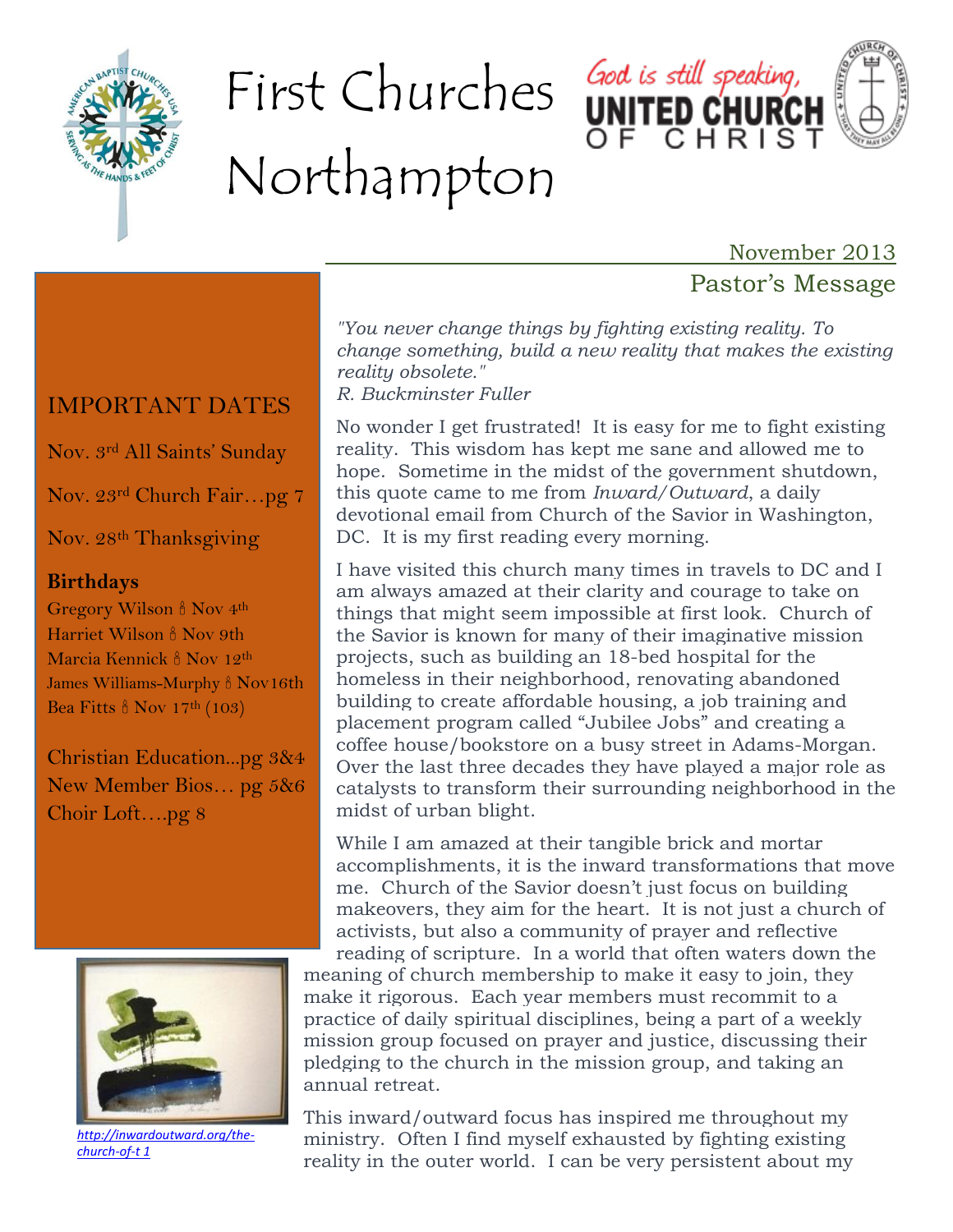# First Churches Northampton

November 2013

## Pastor's Message

### IMPORTANT DATES

Nov. 3rd All Saints' Sunday

Nov. 23rd Church Fair…pg 7

Nov. 28th Thanksgiving

**Birthdays**

Gregory Wilson 🕯 Nov 4th
Harriet Wilson 🕯 Nov 9th
Marcia Kennick 🕯 Nov 12th
James Williams-Murphy 🕯 Nov16th
Bea Fitts 🕯 Nov 17th (103)

Christian Education…pg 3&4
New Member Bios… pg 5&6
Choir Loft….pg 8

*"You never change things by fighting existing reality. To change something, build a new reality that makes the existing reality obsolete."*
*R. Buckminster Fuller*

No wonder I get frustrated! It is easy for me to fight existing reality. This wisdom has kept me sane and allowed me to hope. Sometime in the midst of the government shutdown, this quote came to me from *Inward/Outward*, a daily devotional email from Church of the Savior in Washington, DC. It is my first reading every morning.

I have visited this church many times in travels to DC and I am always amazed at their clarity and courage to take on things that might seem impossible at first look. Church of the Savior is known for many of their imaginative mission projects, such as building an 18-bed hospital for the homeless in their neighborhood, renovating abandoned building to create affordable housing, a job training and placement program called "Jubilee Jobs" and creating a coffee house/bookstore on a busy street in Adams-Morgan. Over the last three decades they have played a major role as catalysts to transform their surrounding neighborhood in the midst of urban blight.

While I am amazed at their tangible brick and mortar accomplishments, it is the inward transformations that move me. Church of the Savior doesn't just focus on building makeovers, they aim for the heart. It is not just a church of activists, but also a community of prayer and reflective reading of scripture. In a world that often waters down the meaning of church membership to make it easy to join, they make it rigorous. Each year members must recommit to a practice of daily spiritual disciplines, being a part of a weekly mission group focused on prayer and justice, discussing their pledging to the church in the mission group, and taking an annual retreat.

http://inwardoutward.org/the-church-of-t 1

This inward/outward focus has inspired me throughout my ministry. Often I find myself exhausted by fighting existing reality in the outer world. I can be very persistent about my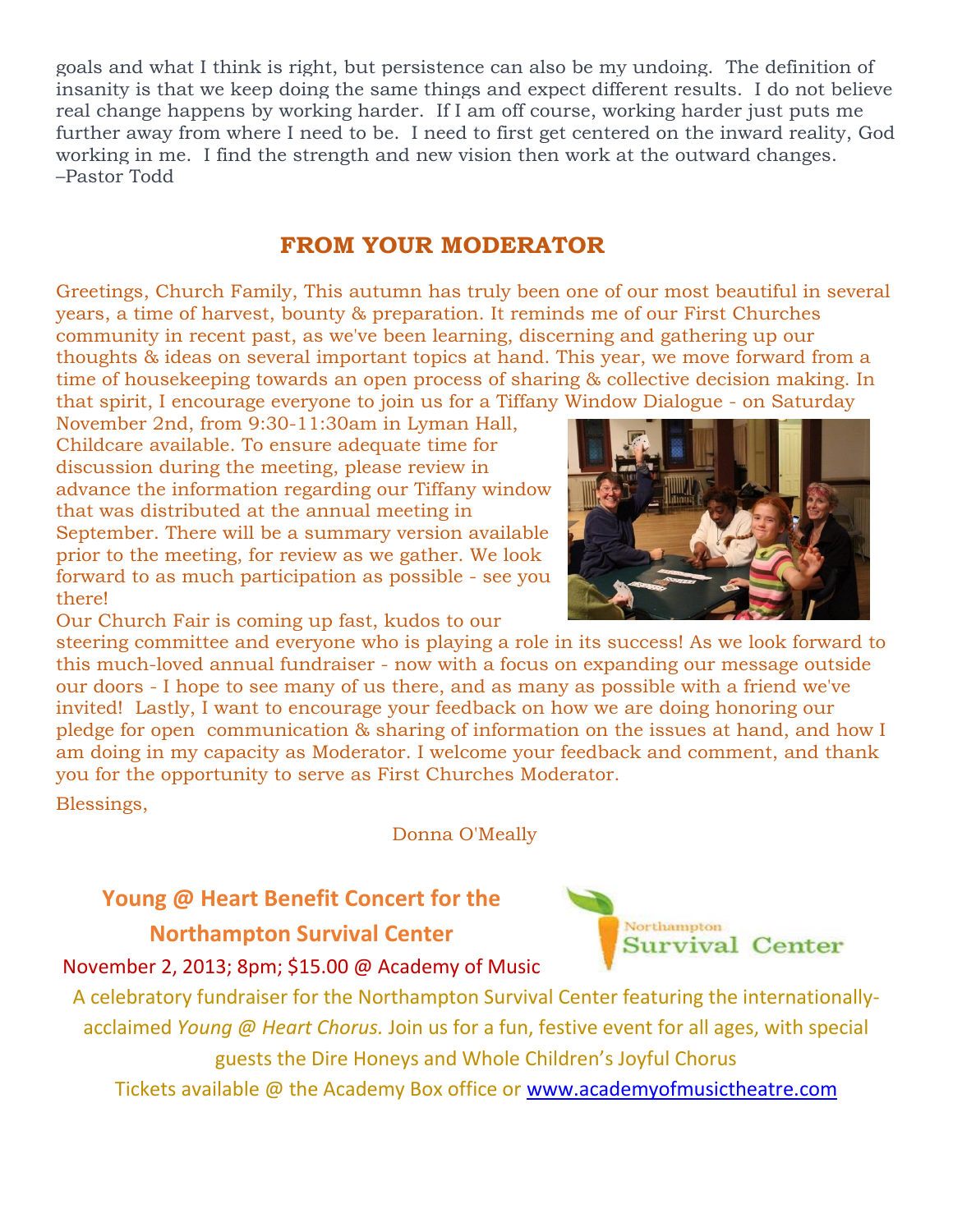goals and what I think is right, but persistence can also be my undoing. The definition of insanity is that we keep doing the same things and expect different results. I do not believe real change happens by working harder. If I am off course, working harder just puts me further away from where I need to be. I need to first get centered on the inward reality, God working in me. I find the strength and new vision then work at the outward changes.
–Pastor Todd

## FROM YOUR MODERATOR

Greetings, Church Family, This autumn has truly been one of our most beautiful in several years, a time of harvest, bounty & preparation. It reminds me of our First Churches community in recent past, as we've been learning, discerning and gathering up our thoughts & ideas on several important topics at hand. This year, we move forward from a time of housekeeping towards an open process of sharing & collective decision making. In that spirit, I encourage everyone to join us for a Tiffany Window Dialogue - on Saturday November 2nd, from 9:30-11:30am in Lyman Hall, Childcare available. To ensure adequate time for discussion during the meeting, please review in advance the information regarding our Tiffany window that was distributed at the annual meeting in September. There will be a summary version available prior to the meeting, for review as we gather. We look forward to as much participation as possible - see you there!

Our Church Fair is coming up fast, kudos to our steering committee and everyone who is playing a role in its success! As we look forward to this much-loved annual fundraiser - now with a focus on expanding our message outside our doors - I hope to see many of us there, and as many as possible with a friend we've invited! Lastly, I want to encourage your feedback on how we are doing honoring our pledge for open communication & sharing of information on the issues at hand, and how I am doing in my capacity as Moderator. I welcome your feedback and comment, and thank you for the opportunity to serve as First Churches Moderator.

Blessings,

Donna O'Meally

## Young @ Heart Benefit Concert for the Northampton Survival Center

November 2, 2013; 8pm; $15.00 @ Academy of Music

A celebratory fundraiser for the Northampton Survival Center featuring the internationally-acclaimed *Young @ Heart Chorus.* Join us for a fun, festive event for all ages, with special guests the Dire Honeys and Whole Children's Joyful Chorus

Tickets available @ the Academy Box office or www.academyofmusictheatre.com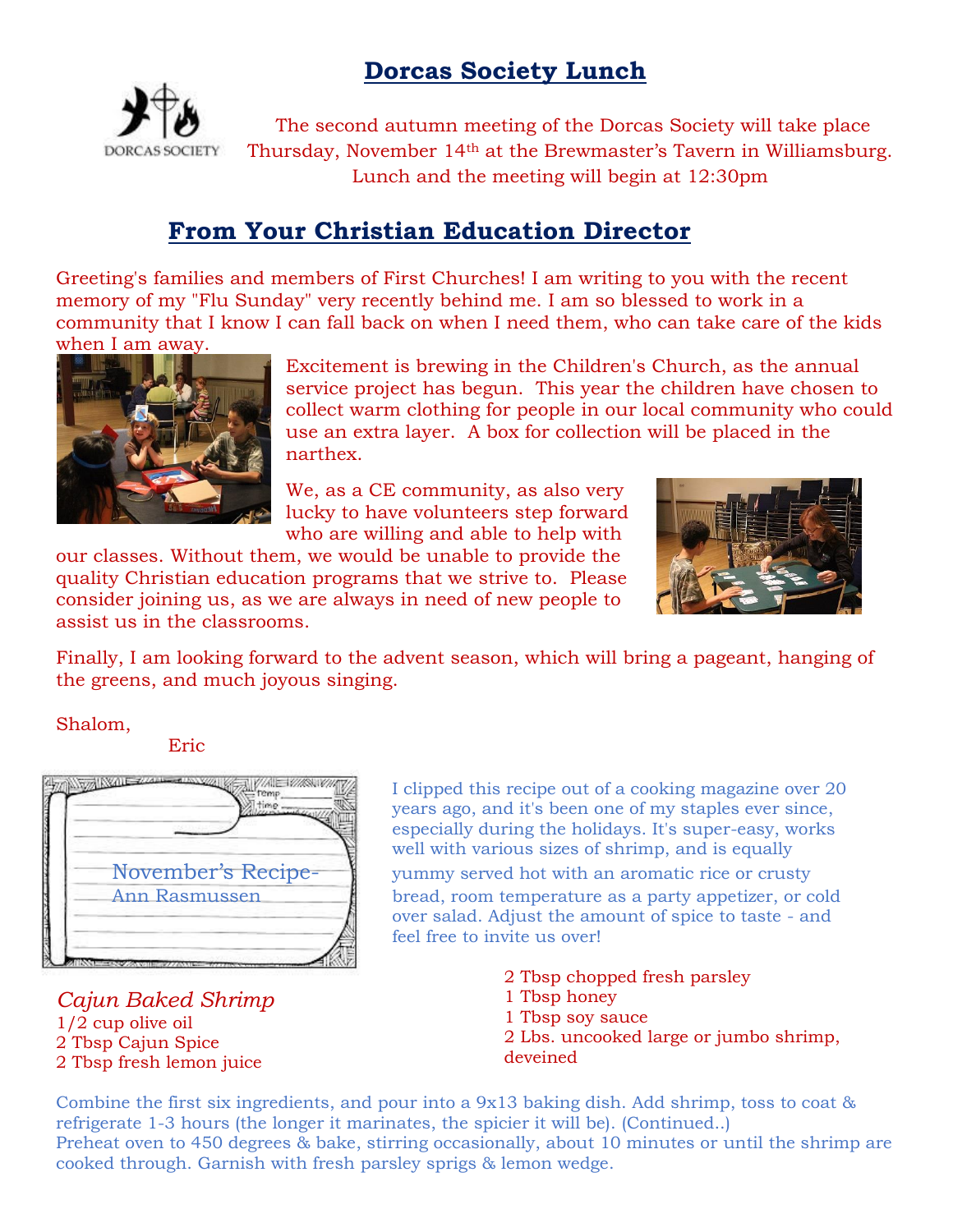## Dorcas Society Lunch

DORCAS SOCIETY

The second autumn meeting of the Dorcas Society will take place Thursday, November 14th at the Brewmaster's Tavern in Williamsburg. Lunch and the meeting will begin at 12:30pm

## From Your Christian Education Director

Greeting's families and members of First Churches! I am writing to you with the recent memory of my "Flu Sunday" very recently behind me. I am so blessed to work in a community that I know I can fall back on when I need them, who can take care of the kids when I am away.

Excitement is brewing in the Children's Church, as the annual service project has begun. This year the children have chosen to collect warm clothing for people in our local community who could use an extra layer. A box for collection will be placed in the narthex.

We, as a CE community, as also very lucky to have volunteers step forward who are willing and able to help with our classes. Without them, we would be unable to provide the quality Christian education programs that we strive to. Please consider joining us, as we are always in need of new people to assist us in the classrooms.

Finally, I am looking forward to the advent season, which will bring a pageant, hanging of the greens, and much joyous singing.

Shalom,

Eric

November's Recipe-
Ann Rasmussen

I clipped this recipe out of a cooking magazine over 20 years ago, and it's been one of my staples ever since, especially during the holidays. It's super-easy, works well with various sizes of shrimp, and is equally yummy served hot with an aromatic rice or crusty bread, room temperature as a party appetizer, or cold over salad. Adjust the amount of spice to taste - and feel free to invite us over!

*Cajun Baked Shrimp*

1/2 cup olive oil
2 Tbsp Cajun Spice
2 Tbsp fresh lemon juice
2 Tbsp chopped fresh parsley
1 Tbsp honey
1 Tbsp soy sauce
2 Lbs. uncooked large or jumbo shrimp, deveined

Combine the first six ingredients, and pour into a 9x13 baking dish. Add shrimp, toss to coat & refrigerate 1-3 hours (the longer it marinates, the spicier it will be). (Continued..)
Preheat oven to 450 degrees & bake, stirring occasionally, about 10 minutes or until the shrimp are cooked through. Garnish with fresh parsley sprigs & lemon wedge.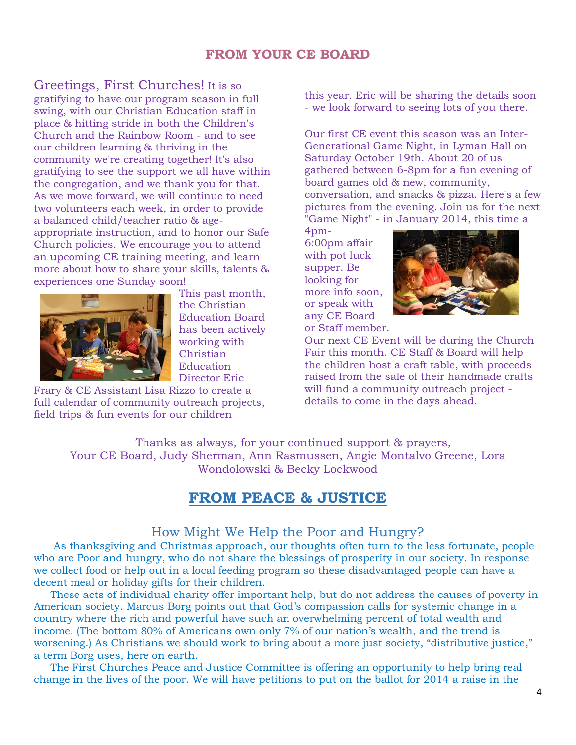## FROM YOUR CE BOARD

Greetings, First Churches! It is so gratifying to have our program season in full swing, with our Christian Education staff in place & hitting stride in both the Children's Church and the Rainbow Room - and to see our children learning & thriving in the community we're creating together! It's also gratifying to see the support we all have within the congregation, and we thank you for that. As we move forward, we will continue to need two volunteers each week, in order to provide a balanced child/teacher ratio & age-appropriate instruction, and to honor our Safe Church policies. We encourage you to attend an upcoming CE training meeting, and learn more about how to share your skills, talents & experiences one Sunday soon!

This past month, the Christian Education Board has been actively working with Christian Education Director Eric Frary & CE Assistant Lisa Rizzo to create a full calendar of community outreach projects, field trips & fun events for our children this year. Eric will be sharing the details soon - we look forward to seeing lots of you there.

Our first CE event this season was an Inter-Generational Game Night, in Lyman Hall on Saturday October 19th. About 20 of us gathered between 6-8pm for a fun evening of board games old & new, community, conversation, and snacks & pizza. Here's a few pictures from the evening. Join us for the next "Game Night" - in January 2014, this time a 4pm-6:00pm affair with pot luck supper. Be looking for more info soon, or speak with any CE Board or Staff member.

Our next CE Event will be during the Church Fair this month. CE Staff & Board will help the children host a craft table, with proceeds raised from the sale of their handmade crafts will fund a community outreach project - details to come in the days ahead.

Thanks as always, for your continued support & prayers,
Your CE Board, Judy Sherman, Ann Rasmussen, Angie Montalvo Greene, Lora Wondolowski & Becky Lockwood

## FROM PEACE & JUSTICE

### How Might We Help the Poor and Hungry?

As thanksgiving and Christmas approach, our thoughts often turn to the less fortunate, people who are Poor and hungry, who do not share the blessings of prosperity in our society. In response we collect food or help out in a local feeding program so these disadvantaged people can have a decent meal or holiday gifts for their children.

These acts of individual charity offer important help, but do not address the causes of poverty in American society. Marcus Borg points out that God's compassion calls for systemic change in a country where the rich and powerful have such an overwhelming percent of total wealth and income. (The bottom 80% of Americans own only 7% of our nation's wealth, and the trend is worsening.) As Christians we should work to bring about a more just society, "distributive justice," a term Borg uses, here on earth.

The First Churches Peace and Justice Committee is offering an opportunity to help bring real change in the lives of the poor. We will have petitions to put on the ballot for 2014 a raise in the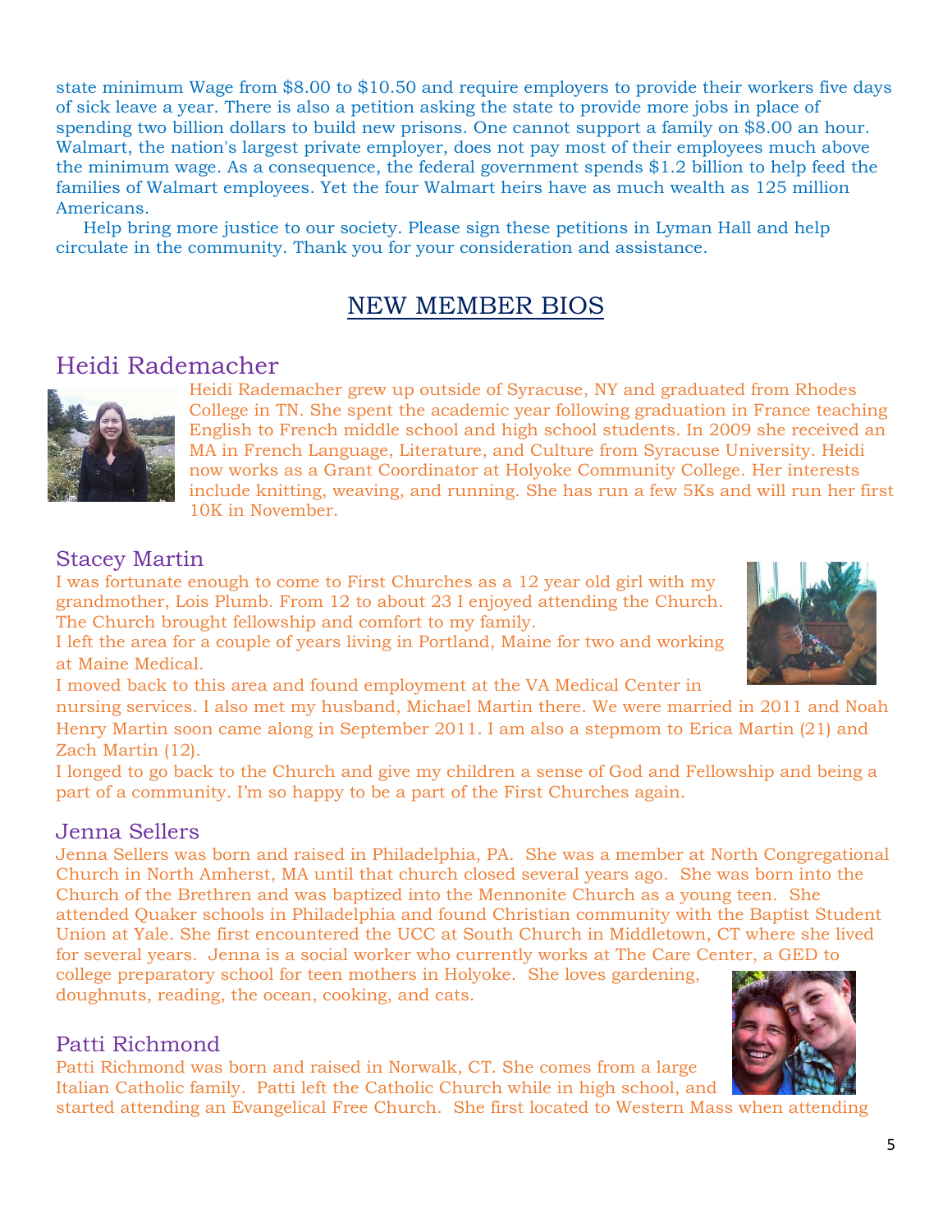state minimum Wage from $8.00 to $10.50 and require employers to provide their workers five days of sick leave a year. There is also a petition asking the state to provide more jobs in place of spending two billion dollars to build new prisons. One cannot support a family on $8.00 an hour. Walmart, the nation's largest private employer, does not pay most of their employees much above the minimum wage. As a consequence, the federal government spends $1.2 billion to help feed the families of Walmart employees. Yet the four Walmart heirs have as much wealth as 125 million Americans.

Help bring more justice to our society. Please sign these petitions in Lyman Hall and help circulate in the community. Thank you for your consideration and assistance.

## NEW MEMBER BIOS

### Heidi Rademacher

Heidi Rademacher grew up outside of Syracuse, NY and graduated from Rhodes College in TN. She spent the academic year following graduation in France teaching English to French middle school and high school students. In 2009 she received an MA in French Language, Literature, and Culture from Syracuse University. Heidi now works as a Grant Coordinator at Holyoke Community College. Her interests include knitting, weaving, and running. She has run a few 5Ks and will run her first 10K in November.

### Stacey Martin

I was fortunate enough to come to First Churches as a 12 year old girl with my grandmother, Lois Plumb. From 12 to about 23 I enjoyed attending the Church. The Church brought fellowship and comfort to my family.

I left the area for a couple of years living in Portland, Maine for two and working at Maine Medical.

I moved back to this area and found employment at the VA Medical Center in nursing services. I also met my husband, Michael Martin there. We were married in 2011 and Noah Henry Martin soon came along in September 2011. I am also a stepmom to Erica Martin (21) and Zach Martin (12).

I longed to go back to the Church and give my children a sense of God and Fellowship and being a part of a community. I'm so happy to be a part of the First Churches again.

### Jenna Sellers

Jenna Sellers was born and raised in Philadelphia, PA. She was a member at North Congregational Church in North Amherst, MA until that church closed several years ago. She was born into the Church of the Brethren and was baptized into the Mennonite Church as a young teen. She attended Quaker schools in Philadelphia and found Christian community with the Baptist Student Union at Yale. She first encountered the UCC at South Church in Middletown, CT where she lived for several years. Jenna is a social worker who currently works at The Care Center, a GED to college preparatory school for teen mothers in Holyoke. She loves gardening, doughnuts, reading, the ocean, cooking, and cats.

### Patti Richmond

Patti Richmond was born and raised in Norwalk, CT. She comes from a large Italian Catholic family. Patti left the Catholic Church while in high school, and started attending an Evangelical Free Church. She first located to Western Mass when attending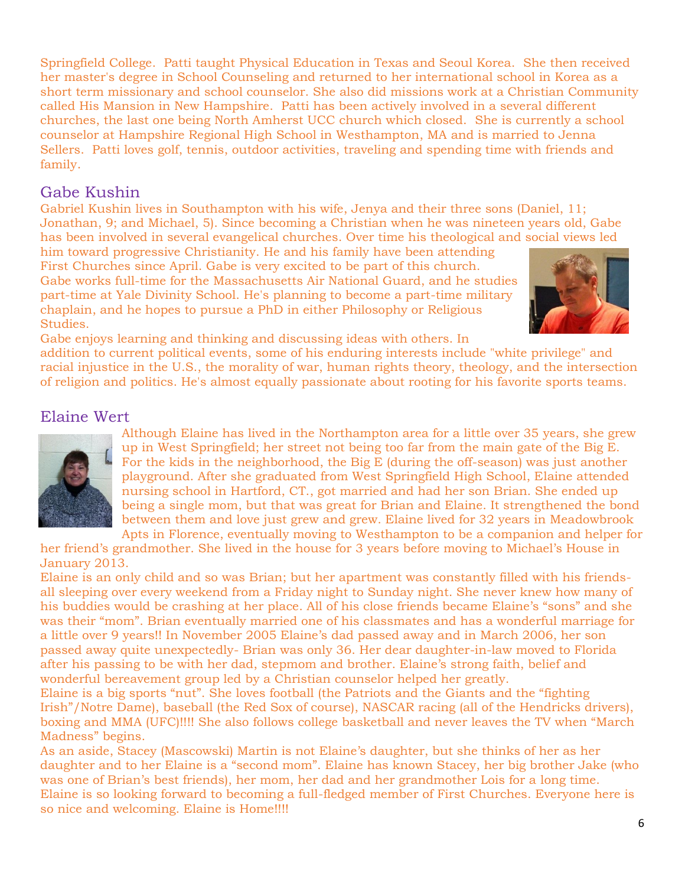Springfield College. Patti taught Physical Education in Texas and Seoul Korea. She then received her master's degree in School Counseling and returned to her international school in Korea as a short term missionary and school counselor. She also did missions work at a Christian Community called His Mansion in New Hampshire. Patti has been actively involved in a several different churches, the last one being North Amherst UCC church which closed. She is currently a school counselor at Hampshire Regional High School in Westhampton, MA and is married to Jenna Sellers. Patti loves golf, tennis, outdoor activities, traveling and spending time with friends and family.

## Gabe Kushin

Gabriel Kushin lives in Southampton with his wife, Jenya and their three sons (Daniel, 11; Jonathan, 9; and Michael, 5). Since becoming a Christian when he was nineteen years old, Gabe has been involved in several evangelical churches. Over time his theological and social views led him toward progressive Christianity. He and his family have been attending First Churches since April. Gabe is very excited to be part of this church. Gabe works full-time for the Massachusetts Air National Guard, and he studies part-time at Yale Divinity School. He's planning to become a part-time military chaplain, and he hopes to pursue a PhD in either Philosophy or Religious Studies.

Gabe enjoys learning and thinking and discussing ideas with others. In addition to current political events, some of his enduring interests include "white privilege" and racial injustice in the U.S., the morality of war, human rights theory, theology, and the intersection of religion and politics. He's almost equally passionate about rooting for his favorite sports teams.

## Elaine Wert

Although Elaine has lived in the Northampton area for a little over 35 years, she grew up in West Springfield; her street not being too far from the main gate of the Big E. For the kids in the neighborhood, the Big E (during the off-season) was just another playground. After she graduated from West Springfield High School, Elaine attended nursing school in Hartford, CT., got married and had her son Brian. She ended up being a single mom, but that was great for Brian and Elaine. It strengthened the bond between them and love just grew and grew. Elaine lived for 32 years in Meadowbrook Apts in Florence, eventually moving to Westhampton to be a companion and helper for her friend's grandmother. She lived in the house for 3 years before moving to Michael's House in January 2013.

Elaine is an only child and so was Brian; but her apartment was constantly filled with his friends- all sleeping over every weekend from a Friday night to Sunday night. She never knew how many of his buddies would be crashing at her place. All of his close friends became Elaine's "sons" and she was their "mom". Brian eventually married one of his classmates and has a wonderful marriage for a little over 9 years!! In November 2005 Elaine's dad passed away and in March 2006, her son passed away quite unexpectedly- Brian was only 36. Her dear daughter-in-law moved to Florida after his passing to be with her dad, stepmom and brother. Elaine's strong faith, belief and wonderful bereavement group led by a Christian counselor helped her greatly.

Elaine is a big sports "nut". She loves football (the Patriots and the Giants and the "fighting Irish"/Notre Dame), baseball (the Red Sox of course), NASCAR racing (all of the Hendricks drivers), boxing and MMA (UFC)!!!! She also follows college basketball and never leaves the TV when "March Madness" begins.

As an aside, Stacey (Mascowski) Martin is not Elaine's daughter, but she thinks of her as her daughter and to her Elaine is a "second mom". Elaine has known Stacey, her big brother Jake (who was one of Brian's best friends), her mom, her dad and her grandmother Lois for a long time. Elaine is so looking forward to becoming a full-fledged member of First Churches. Everyone here is so nice and welcoming. Elaine is Home!!!!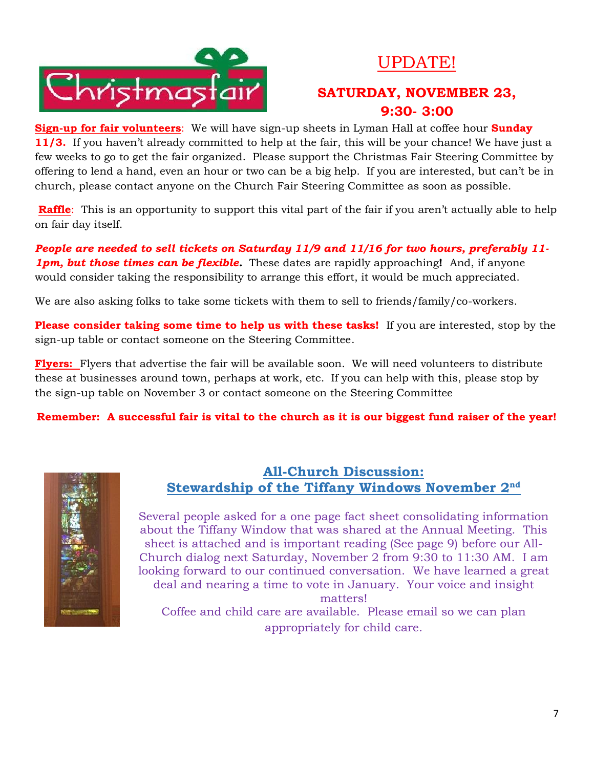# Christmasfair

## UPDATE!

### SATURDAY, NOVEMBER 23, 9:30- 3:00

**Sign-up for fair volunteers**: We will have sign-up sheets in Lyman Hall at coffee hour **Sunday 11/3.** If you haven't already committed to help at the fair, this will be your chance! We have just a few weeks to go to get the fair organized. Please support the Christmas Fair Steering Committee by offering to lend a hand, even an hour or two can be a big help. If you are interested, but can't be in church, please contact anyone on the Church Fair Steering Committee as soon as possible.

**Raffle**: This is an opportunity to support this vital part of the fair if you aren't actually able to help on fair day itself.

***People are needed to sell tickets on Saturday 11/9 and 11/16 for two hours, preferably 11-1pm, but those times can be flexible.*** These dates are rapidly approaching**!** And, if anyone would consider taking the responsibility to arrange this effort, it would be much appreciated.

We are also asking folks to take some tickets with them to sell to friends/family/co-workers.

**Please consider taking some time to help us with these tasks!** If you are interested, stop by the sign-up table or contact someone on the Steering Committee.

**Flyers:** Flyers that advertise the fair will be available soon. We will need volunteers to distribute these at businesses around town, perhaps at work, etc. If you can help with this, please stop by the sign-up table on November 3 or contact someone on the Steering Committee

**Remember: A successful fair is vital to the church as it is our biggest fund raiser of the year!**

## All-Church Discussion: Stewardship of the Tiffany Windows November 2nd

Several people asked for a one page fact sheet consolidating information about the Tiffany Window that was shared at the Annual Meeting. This sheet is attached and is important reading (See page 9) before our All-Church dialog next Saturday, November 2 from 9:30 to 11:30 AM. I am looking forward to our continued conversation. We have learned a great deal and nearing a time to vote in January. Your voice and insight matters!

Coffee and child care are available. Please email so we can plan appropriately for child care.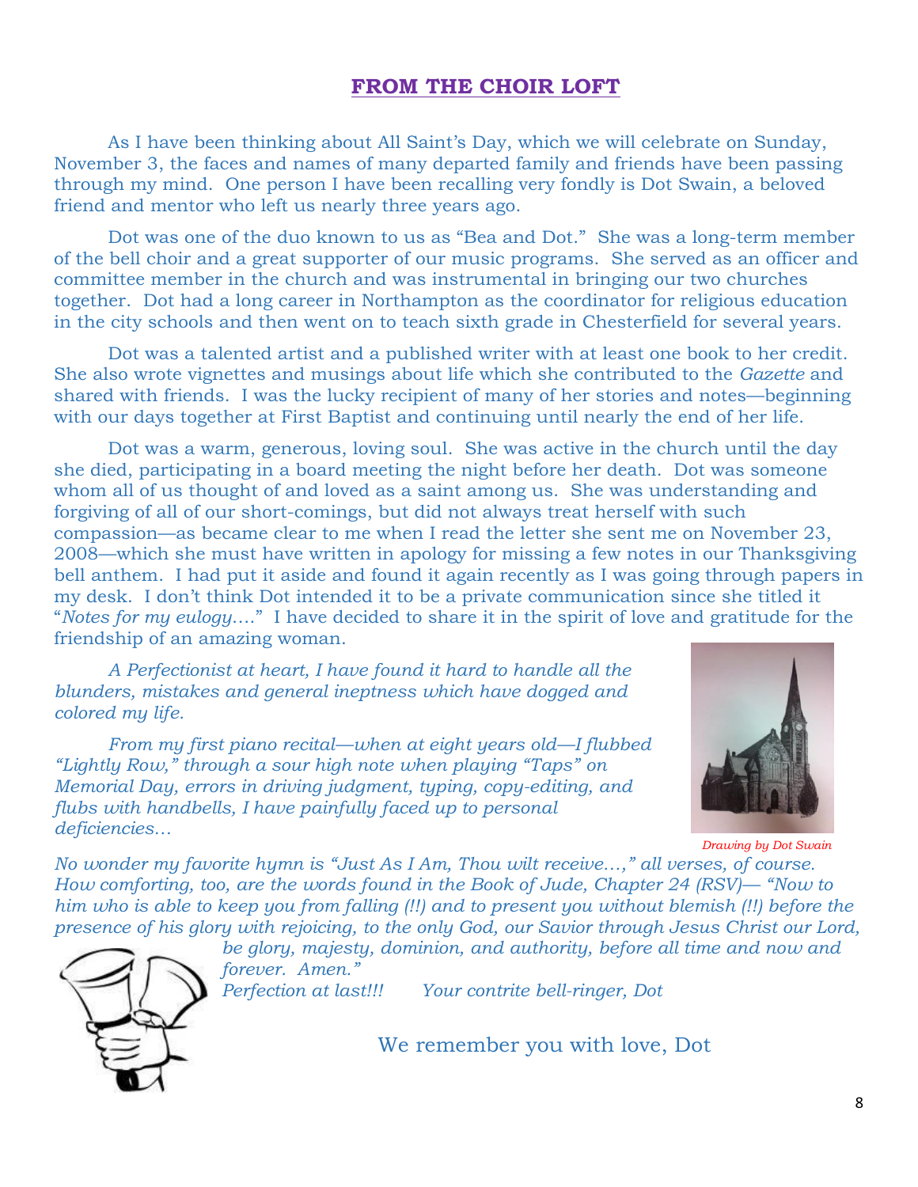## FROM THE CHOIR LOFT

As I have been thinking about All Saint's Day, which we will celebrate on Sunday, November 3, the faces and names of many departed family and friends have been passing through my mind. One person I have been recalling very fondly is Dot Swain, a beloved friend and mentor who left us nearly three years ago.

Dot was one of the duo known to us as "Bea and Dot." She was a long-term member of the bell choir and a great supporter of our music programs. She served as an officer and committee member in the church and was instrumental in bringing our two churches together. Dot had a long career in Northampton as the coordinator for religious education in the city schools and then went on to teach sixth grade in Chesterfield for several years.

Dot was a talented artist and a published writer with at least one book to her credit. She also wrote vignettes and musings about life which she contributed to the *Gazette* and shared with friends. I was the lucky recipient of many of her stories and notes—beginning with our days together at First Baptist and continuing until nearly the end of her life.

Dot was a warm, generous, loving soul. She was active in the church until the day she died, participating in a board meeting the night before her death. Dot was someone whom all of us thought of and loved as a saint among us. She was understanding and forgiving of all of our short-comings, but did not always treat herself with such compassion—as became clear to me when I read the letter she sent me on November 23, 2008—which she must have written in apology for missing a few notes in our Thanksgiving bell anthem. I had put it aside and found it again recently as I was going through papers in my desk. I don't think Dot intended it to be a private communication since she titled it "*Notes for my eulogy*…." I have decided to share it in the spirit of love and gratitude for the friendship of an amazing woman.

*A Perfectionist at heart, I have found it hard to handle all the blunders, mistakes and general ineptness which have dogged and colored my life.*

*From my first piano recital—when at eight years old—I flubbed "Lightly Row," through a sour high note when playing "Taps" on Memorial Day, errors in driving judgment, typing, copy-editing, and flubs with handbells, I have painfully faced up to personal deficiencies…*

Drawing by Dot Swain

*No wonder my favorite hymn is "Just As I Am, Thou wilt receive…," all verses, of course. How comforting, too, are the words found in the Book of Jude, Chapter 24 (RSV)— "Now to him who is able to keep you from falling (!!) and to present you without blemish (!!) before the presence of his glory with rejoicing, to the only God, our Savior through Jesus Christ our Lord, be glory, majesty, dominion, and authority, before all time and now and forever. Amen."*

*Perfection at last!!!* *Your contrite bell-ringer, Dot*

We remember you with love, Dot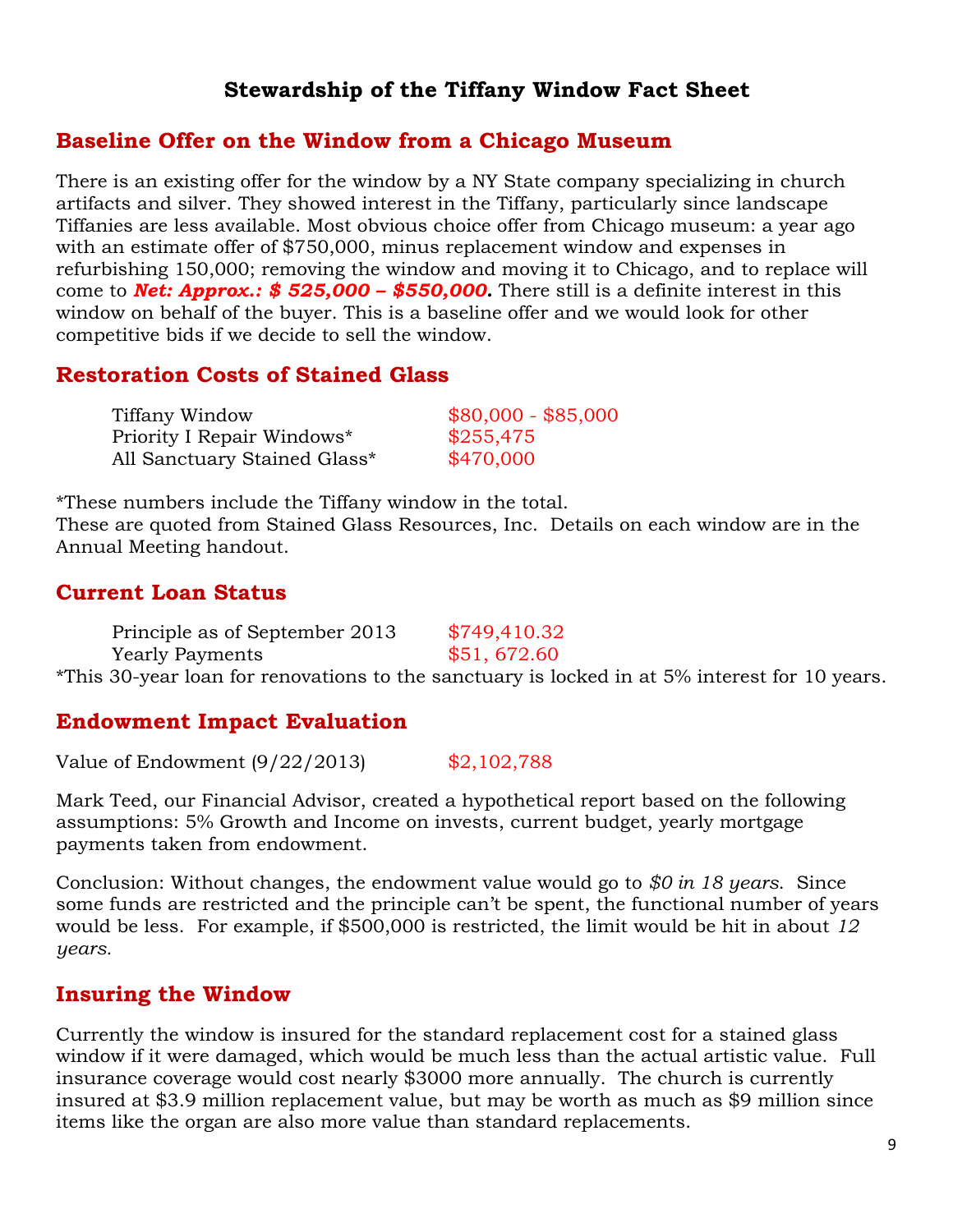# Stewardship of the Tiffany Window Fact Sheet

## Baseline Offer on the Window from a Chicago Museum

There is an existing offer for the window by a NY State company specializing in church artifacts and silver. They showed interest in the Tiffany, particularly since landscape Tiffanies are less available. Most obvious choice offer from Chicago museum: a year ago with an estimate offer of $750,000, minus replacement window and expenses in refurbishing 150,000; removing the window and moving it to Chicago, and to replace will come to ***Net: Approx.: $ 525,000 – $550,000*****.** There still is a definite interest in this window on behalf of the buyer. This is a baseline offer and we would look for other competitive bids if we decide to sell the window.

## Restoration Costs of Stained Glass

| | |
|---|---|
| Tiffany Window | $80,000 - $85,000 |
| Priority I Repair Windows* | $255,475 |
| All Sanctuary Stained Glass* | $470,000 |

*These numbers include the Tiffany window in the total.
These are quoted from Stained Glass Resources, Inc. Details on each window are in the Annual Meeting handout.

## Current Loan Status

| | |
|---|---|
| Principle as of September 2013 | $749,410.32 |
| Yearly Payments | $51, 672.60 |

*This 30-year loan for renovations to the sanctuary is locked in at 5% interest for 10 years.

## Endowment Impact Evaluation

Value of Endowment (9/22/2013) $2,102,788

Mark Teed, our Financial Advisor, created a hypothetical report based on the following assumptions: 5% Growth and Income on invests, current budget, yearly mortgage payments taken from endowment.

Conclusion: Without changes, the endowment value would go to *$0 in 18 years*. Since some funds are restricted and the principle can't be spent, the functional number of years would be less. For example, if $500,000 is restricted, the limit would be hit in about *12 years.*

## Insuring the Window

Currently the window is insured for the standard replacement cost for a stained glass window if it were damaged, which would be much less than the actual artistic value. Full insurance coverage would cost nearly $3000 more annually. The church is currently insured at $3.9 million replacement value, but may be worth as much as $9 million since items like the organ are also more value than standard replacements.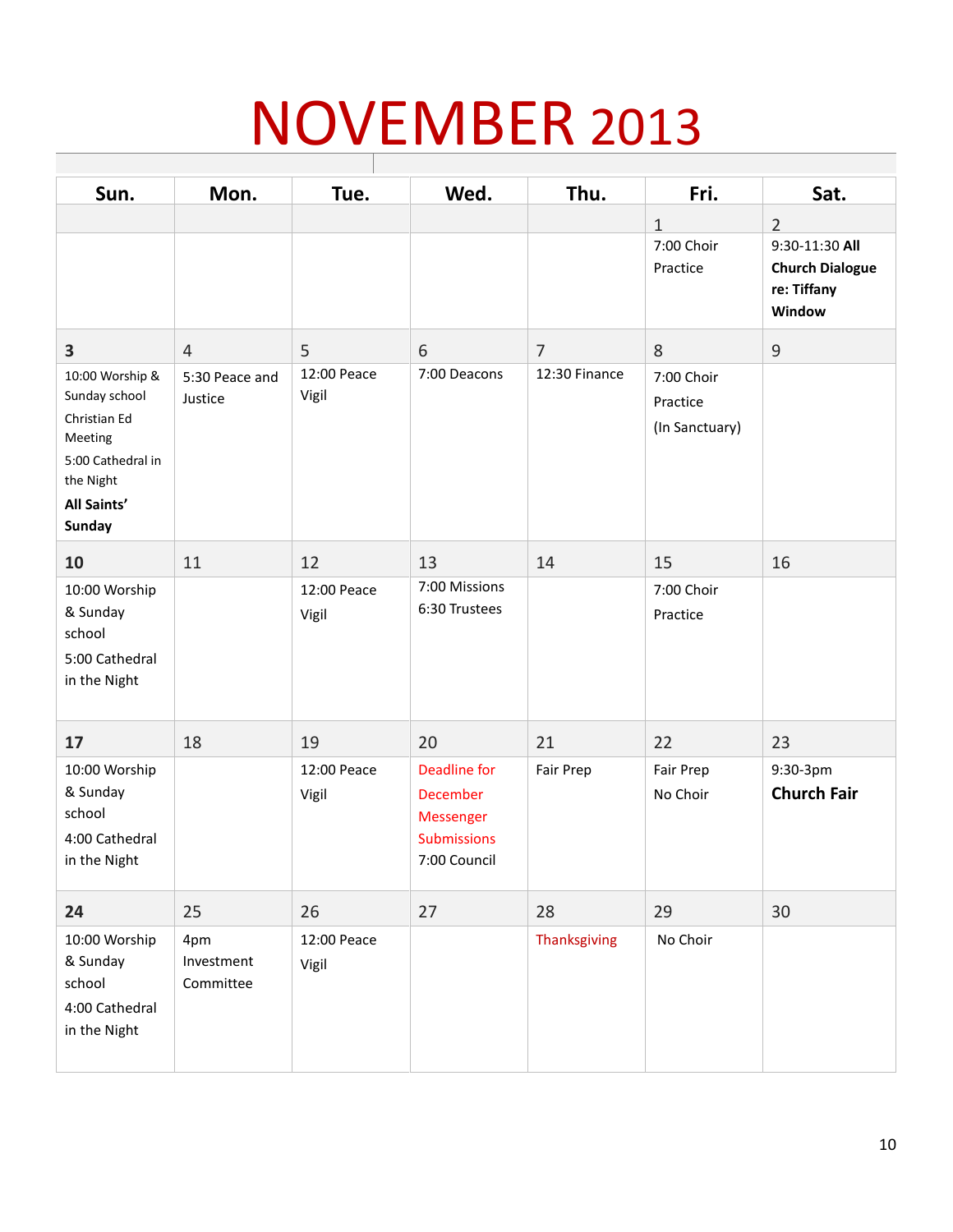# NOVEMBER 2013

| Sun. | Mon. | Tue. | Wed. | Thu. | Fri. | Sat. |
|---|---|---|---|---|---|---|
| | | | | | 1 | 2 |
| | | | | | 7:00 Choir Practice | 9:30-11:30 **All Church Dialogue re: Tiffany Window** |
| **3** | 4 | 5 | 6 | 7 | 8 | 9 |
| 10:00 Worship & Sunday school<br>Christian Ed Meeting<br>5:00 Cathedral in the Night<br>**All Saints' Sunday** | 5:30 Peace and Justice | 12:00 Peace Vigil | 7:00 Deacons | 12:30 Finance | 7:00 Choir Practice<br>(In Sanctuary) | |
| **10** | 11 | 12 | 13 | 14 | 15 | 16 |
| 10:00 Worship & Sunday school<br>5:00 Cathedral in the Night | | 12:00 Peace Vigil | 7:00 Missions<br>6:30 Trustees | | 7:00 Choir Practice | |
| **17** | 18 | 19 | 20 | 21 | 22 | 23 |
| 10:00 Worship & Sunday school<br>4:00 Cathedral in the Night | | 12:00 Peace Vigil | Deadline for December Messenger Submissions<br>7:00 Council | Fair Prep | Fair Prep<br>No Choir | 9:30-3pm<br>**Church Fair** |
| **24** | 25 | 26 | 27 | 28 | 29 | 30 |
| 10:00 Worship & Sunday school<br>4:00 Cathedral in the Night | 4pm Investment Committee | 12:00 Peace Vigil | | Thanksgiving | No Choir | |